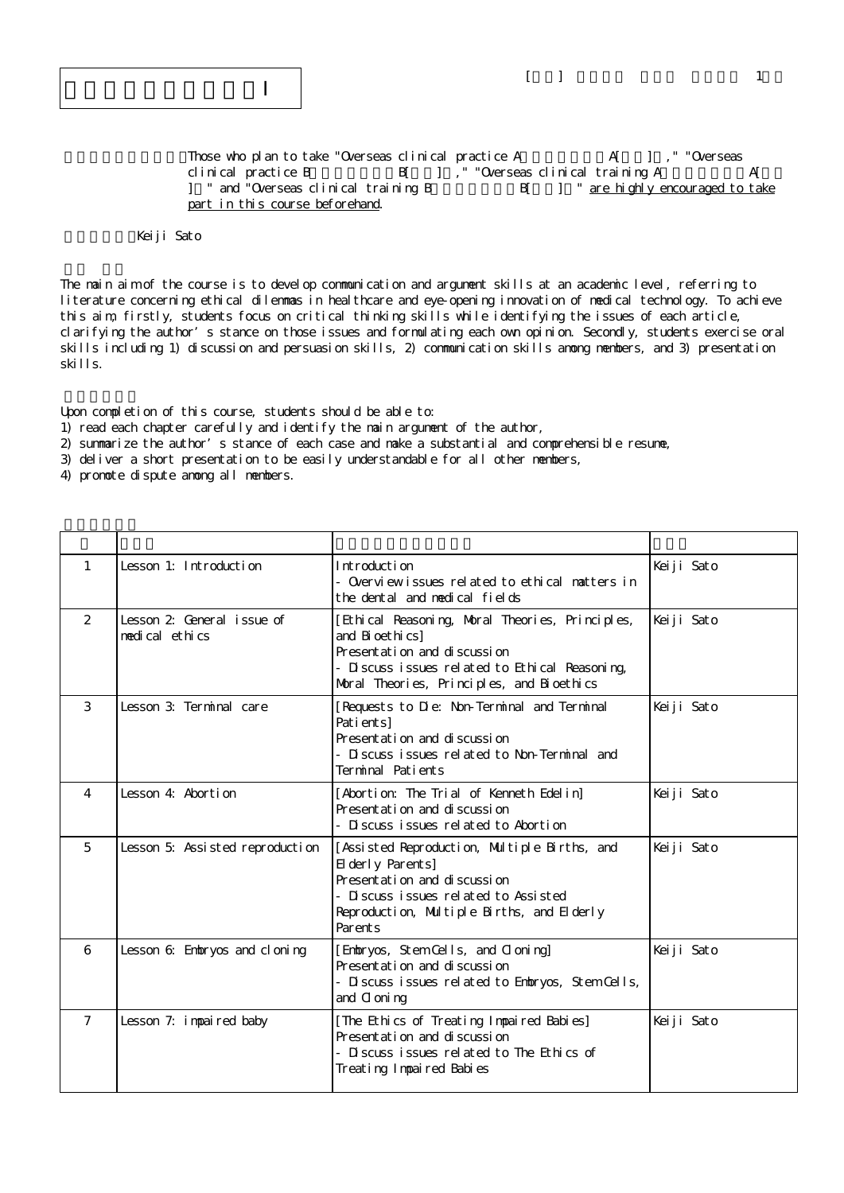Those who plan to take "Overseas clinical practice A A[ ] ," "Overseas clinical practice B B[ ] ," "Overseas clinical training A A[ ] " and "Overseas clinical training B B[ ] " are highly encouraged to take part in this course beforehand.

Keiji Sato

The main aim of the course is to develop communication and argument skills at an academic level, referring to literature concerning ethical dilemmas in healthcare and eye-opening innovation of medical technology. To achieve this aim, firstly, students focus on critical thinking skills while identifying the issues of each article, clarifying the author's stance on those issues and formulating each own opinion. Secondly, students exercise oral skills including 1) discussion and persuasion skills, 2) communication skills among members, and 3) presentation skills.

Upon completion of this course, students should be able to:
1) read each chapter carefully and identify the main argument of the author,
2) summarize the author's stance of each case and make a substantial and comprehensible resume,
3) deliver a short presentation to be easily understandable for all other members,
4) promote dispute among all members.

| | | | |
|---|---|---|---|
| 1 | Lesson 1: Introduction | Introduction<br>- Overview issues related to ethical matters in the dental and medical fields | Keiji Sato |
| 2 | Lesson 2: General issue of medical ethics | [Ethical Reasoning, Moral Theories, Principles, and Bioethics]<br>Presentation and discussion<br>- Discuss issues related to Ethical Reasoning, Moral Theories, Principles, and Bioethics | Keiji Sato |
| 3 | Lesson 3: Terminal care | [Requests to Die: Non-Terminal and Terminal Patients]<br>Presentation and discussion<br>- Discuss issues related to Non-Terminal and Terminal Patients | Keiji Sato |
| 4 | Lesson 4: Abortion | [Abortion: The Trial of Kenneth Edelin]<br>Presentation and discussion<br>- Discuss issues related to Abortion | Keiji Sato |
| 5 | Lesson 5: Assisted reproduction | [Assisted Reproduction, Multiple Births, and Elderly Parents]<br>Presentation and discussion<br>- Discuss issues related to Assisted Reproduction, Multiple Births, and Elderly Parents | Keiji Sato |
| 6 | Lesson 6: Embryos and cloning | [Embryos, Stem Cells, and Cloning]<br>Presentation and discussion<br>- Discuss issues related to Embryos, Stem Cells, and Cloning | Keiji Sato |
| 7 | Lesson 7: impaired baby | [The Ethics of Treating Impaired Babies]<br>Presentation and discussion<br>- Discuss issues related to The Ethics of Treating Impaired Babies | Keiji Sato |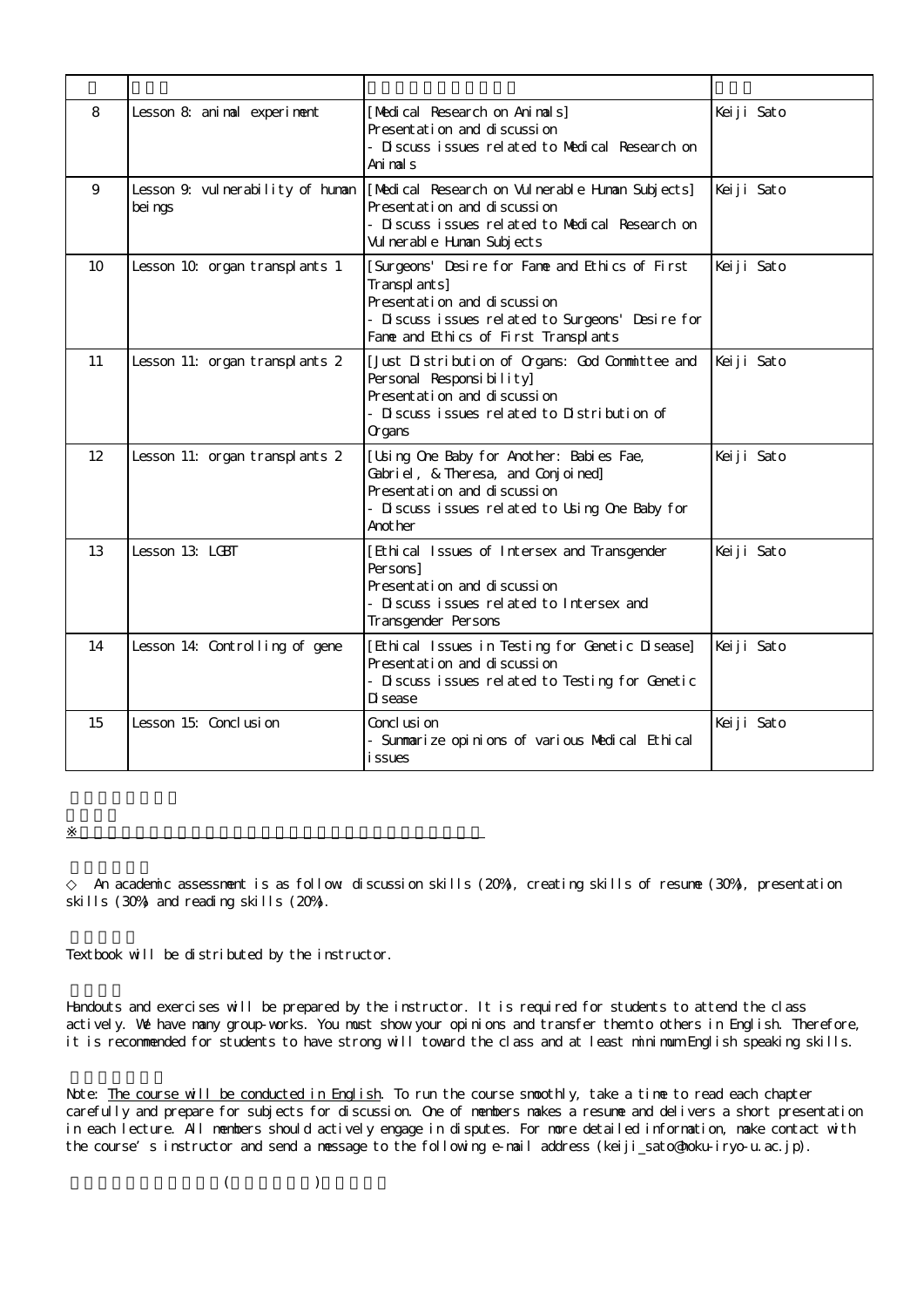| | | | |
|---|---|---|---|
| 8 | Lesson 8: animal experiment | [Medical Research on Animals]<br>Presentation and discussion<br>- Discuss issues related to Medical Research on Animals | Keiji Sato |
| 9 | Lesson 9: vulnerability of human beings | [Medical Research on Vulnerable Human Subjects]<br>Presentation and discussion<br>- Discuss issues related to Medical Research on Vulnerable Human Subjects | Keiji Sato |
| 10 | Lesson 10: organ transplants 1 | [Surgeons' Desire for Fame and Ethics of First Transplants]<br>Presentation and discussion<br>- Discuss issues related to Surgeons' Desire for Fame and Ethics of First Transplants | Keiji Sato |
| 11 | Lesson 11: organ transplants 2 | [Just Distribution of Organs: God Committee and Personal Responsibility]<br>Presentation and discussion<br>- Discuss issues related to Distribution of Organs | Keiji Sato |
| 12 | Lesson 11: organ transplants 2 | [Using One Baby for Another: Babies Fae, Gabriel, & Theresa, and Conjoined]<br>Presentation and discussion<br>- Discuss issues related to Using One Baby for Another | Keiji Sato |
| 13 | Lesson 13: LGBT | [Ethical Issues of Intersex and Transgender Persons]<br>Presentation and discussion<br>- Discuss issues related to Intersex and Transgender Persons | Keiji Sato |
| 14 | Lesson 14: Controlling of gene | [Ethical Issues in Testing for Genetic Disease]<br>Presentation and discussion<br>- Discuss issues related to Testing for Genetic Disease | Keiji Sato |
| 15 | Lesson 15: Conclusion | Conclusion<br>- Summarize opinions of various Medical Ethical issues | Keiji Sato |

※

◇ An academic assessment is as follow: discussion skills (20%), creating skills of resume (30%), presentation skills (30%) and reading skills (20%).

Textbook will be distributed by the instructor.

Handouts and exercises will be prepared by the instructor. It is required for students to attend the class actively. We have many group-works. You must show your opinions and transfer them to others in English. Therefore, it is recommended for students to have strong will toward the class and at least minimum English speaking skills.

Note: The course will be conducted in English. To run the course smoothly, take a time to read each chapter carefully and prepare for subjects for discussion. One of members makes a resume and delivers a short presentation in each lecture. All members should actively engage in disputes. For more detailed information, make contact with the course's instructor and send a message to the following e-mail address (keiji_sato@hoku-iryo-u.ac.jp).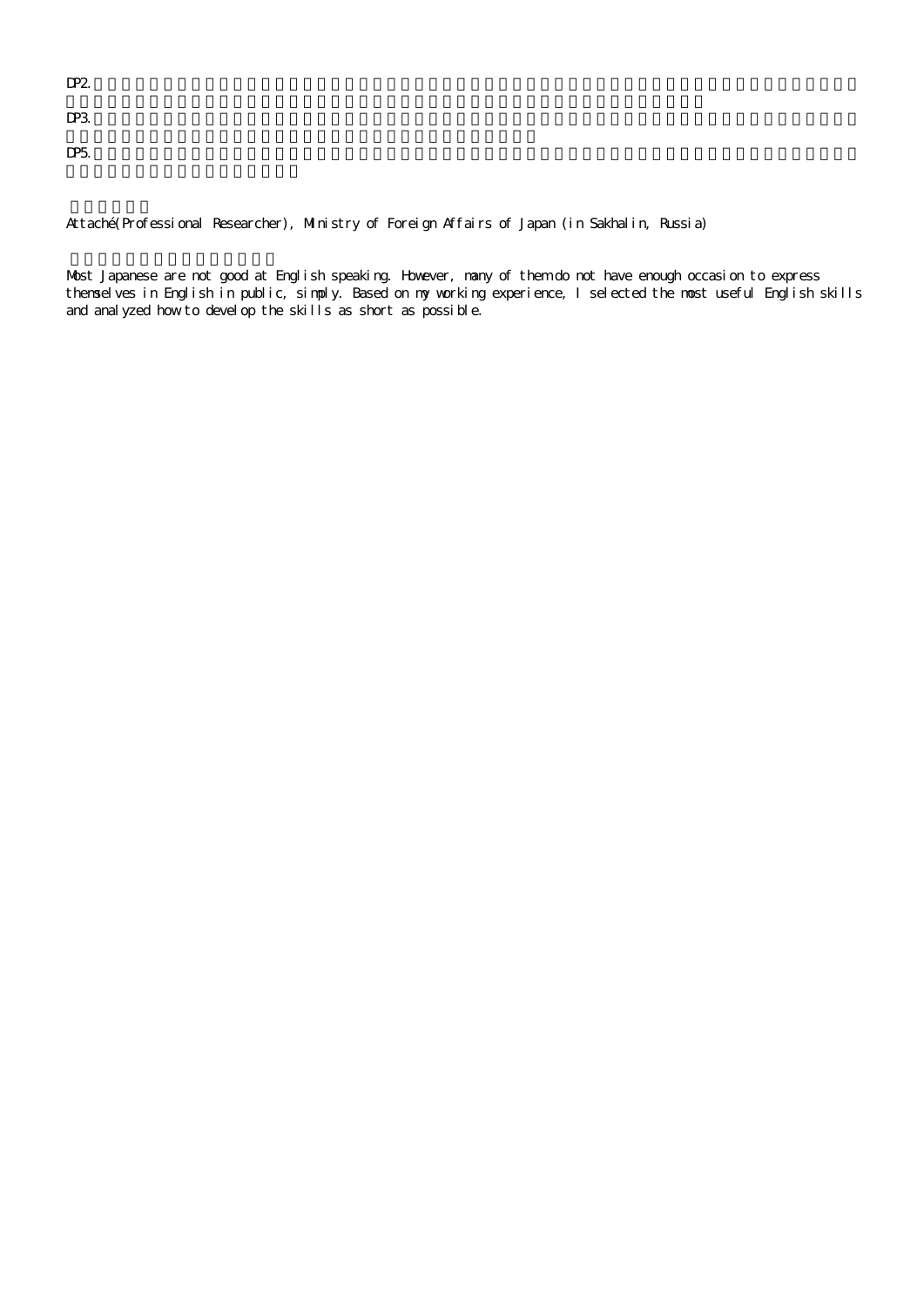DP2.

DP3.

DP5.

Attaché(Professional Researcher), Ministry of Foreign Affairs of Japan (in Sakhalin, Russia)

Most Japanese are not good at English speaking. However, many of them do not have enough occasion to express themselves in English in public, simply. Based on my working experience, I selected the most useful English skills and analyzed how to develop the skills as short as possible.